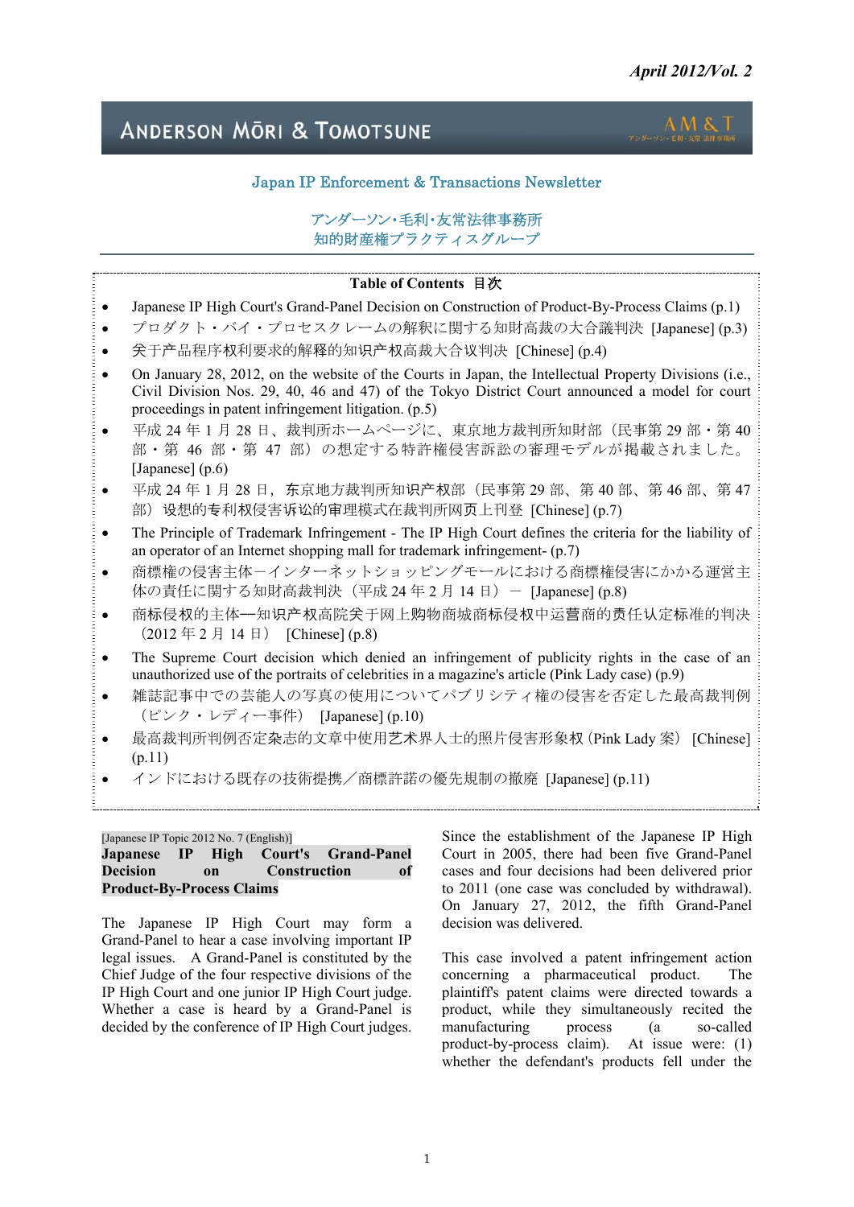*April 2012/Vol. 2*

# ANDERSON MŌRI & TOMOTSUNE

AM&T

Japan IP Enforcement & Transactions Newsletter

アンダーソン･毛利･友常法律事務所
知的財産権プラクティスグループ

**Table of Contents 目次**

- Japanese IP High Court's Grand-Panel Decision on Construction of Product-By-Process Claims (p.1)
- プロダクト・バイ・プロセスクレームの解釈に関する知財高裁の大合議判決 [Japanese] (p.3)
- 关于产品程序权利要求的解释的知识产权高裁大合议判决 [Chinese] (p.4)
- On January 28, 2012, on the website of the Courts in Japan, the Intellectual Property Divisions (i.e., Civil Division Nos. 29, 40, 46 and 47) of the Tokyo District Court announced a model for court proceedings in patent infringement litigation. (p.5)
- 平成 24 年 1 月 28 日、裁判所ホームページに、東京地方裁判所知財部（民事第 29 部・第 40 部・第 46 部・第 47 部）の想定する特許権侵害訴訟の審理モデルが掲載されました。[Japanese] (p.6)
- 平成 24 年 1 月 28 日，东京地方裁判所知识产权部（民事第 29 部、第 40 部、第 46 部、第 47 部）设想的专利权侵害诉讼的审理模式在裁判所网页上刊登 [Chinese] (p.7)
- The Principle of Trademark Infringement - The IP High Court defines the criteria for the liability of an operator of an Internet shopping mall for trademark infringement- (p.7)
- 商標権の侵害主体－インターネットショッピングモールにおける商標権侵害にかかる運営主体の責任に関する知財高裁判決（平成 24 年 2 月 14 日）－ [Japanese] (p.8)
- 商标侵权的主体—知识产权高院关于网上购物商城商标侵权中运营商的责任认定标准的判决（2012 年 2 月 14 日） [Chinese] (p.8)
- The Supreme Court decision which denied an infringement of publicity rights in the case of an unauthorized use of the portraits of celebrities in a magazine's article (Pink Lady case) (p.9)
- 雑誌記事中での芸能人の写真の使用についてパブリシティ権の侵害を否定した最高裁判例（ピンク・レディー事件） [Japanese] (p.10)
- 最高裁判所判例否定杂志的文章中使用艺术界人士的照片侵害形象权（Pink Lady 案） [Chinese] (p.11)
- インドにおける既存の技術提携／商標許諾の優先規制の撤廃 [Japanese] (p.11)

[Japanese IP Topic 2012 No. 7 (English)]

## Japanese IP High Court's Grand-Panel Decision on Construction of Product-By-Process Claims

The Japanese IP High Court may form a Grand-Panel to hear a case involving important IP legal issues. A Grand-Panel is constituted by the Chief Judge of the four respective divisions of the IP High Court and one junior IP High Court judge. Whether a case is heard by a Grand-Panel is decided by the conference of IP High Court judges.

Since the establishment of the Japanese IP High Court in 2005, there had been five Grand-Panel cases and four decisions had been delivered prior to 2011 (one case was concluded by withdrawal). On January 27, 2012, the fifth Grand-Panel decision was delivered.

This case involved a patent infringement action concerning a pharmaceutical product. The plaintiff's patent claims were directed towards a product, while they simultaneously recited the manufacturing process (a so-called product-by-process claim). At issue were: (1) whether the defendant's products fell under the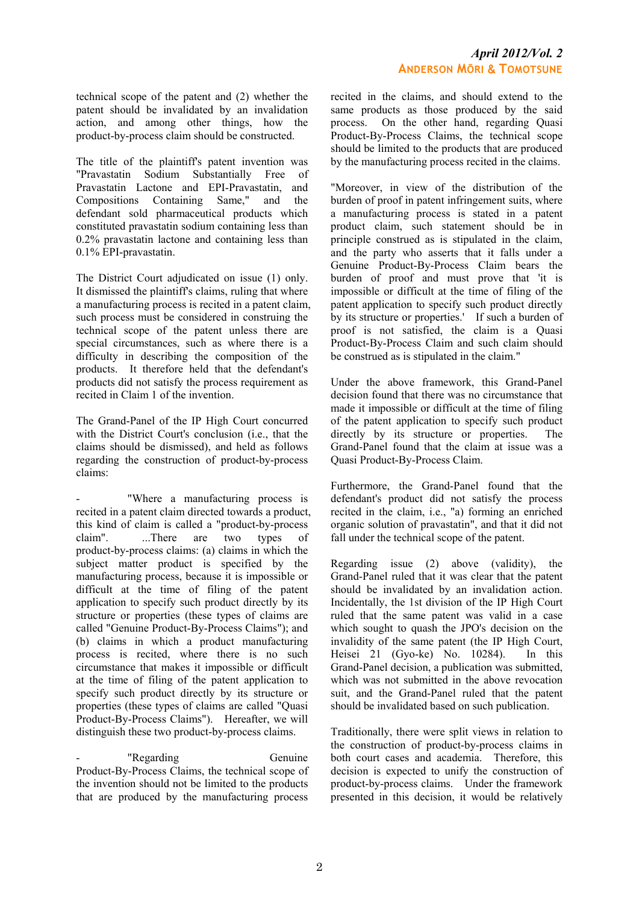technical scope of the patent and (2) whether the patent should be invalidated by an invalidation action, and among other things, how the product-by-process claim should be constructed.

The title of the plaintiff's patent invention was "Pravastatin Sodium Substantially Free of Pravastatin Lactone and EPI-Pravastatin, and Compositions Containing Same," and the defendant sold pharmaceutical products which constituted pravastatin sodium containing less than 0.2% pravastatin lactone and containing less than 0.1% EPI-pravastatin.

The District Court adjudicated on issue (1) only. It dismissed the plaintiff's claims, ruling that where a manufacturing process is recited in a patent claim, such process must be considered in construing the technical scope of the patent unless there are special circumstances, such as where there is a difficulty in describing the composition of the products. It therefore held that the defendant's products did not satisfy the process requirement as recited in Claim 1 of the invention.

The Grand-Panel of the IP High Court concurred with the District Court's conclusion (i.e., that the claims should be dismissed), and held as follows regarding the construction of product-by-process claims:

- "Where a manufacturing process is recited in a patent claim directed towards a product, this kind of claim is called a "product-by-process claim". ...There are two types of product-by-process claims: (a) claims in which the subject matter product is specified by the manufacturing process, because it is impossible or difficult at the time of filing of the patent application to specify such product directly by its structure or properties (these types of claims are called "Genuine Product-By-Process Claims"); and (b) claims in which a product manufacturing process is recited, where there is no such circumstance that makes it impossible or difficult at the time of filing of the patent application to specify such product directly by its structure or properties (these types of claims are called "Quasi Product-By-Process Claims"). Hereafter, we will distinguish these two product-by-process claims.

- "Regarding Genuine Product-By-Process Claims, the technical scope of the invention should not be limited to the products that are produced by the manufacturing process recited in the claims, and should extend to the same products as those produced by the said process. On the other hand, regarding Quasi Product-By-Process Claims, the technical scope should be limited to the products that are produced by the manufacturing process recited in the claims.

"Moreover, in view of the distribution of the burden of proof in patent infringement suits, where a manufacturing process is stated in a patent product claim, such statement should be in principle construed as is stipulated in the claim, and the party who asserts that it falls under a Genuine Product-By-Process Claim bears the burden of proof and must prove that 'it is impossible or difficult at the time of filing of the patent application to specify such product directly by its structure or properties.' If such a burden of proof is not satisfied, the claim is a Quasi Product-By-Process Claim and such claim should be construed as is stipulated in the claim."

Under the above framework, this Grand-Panel decision found that there was no circumstance that made it impossible or difficult at the time of filing of the patent application to specify such product directly by its structure or properties. The Grand-Panel found that the claim at issue was a Quasi Product-By-Process Claim.

Furthermore, the Grand-Panel found that the defendant's product did not satisfy the process recited in the claim, i.e., "a) forming an enriched organic solution of pravastatin", and that it did not fall under the technical scope of the patent.

Regarding issue (2) above (validity), the Grand-Panel ruled that it was clear that the patent should be invalidated by an invalidation action. Incidentally, the 1st division of the IP High Court ruled that the same patent was valid in a case which sought to quash the JPO's decision on the invalidity of the same patent (the IP High Court, Heisei 21 (Gyo-ke) No. 10284). In this Grand-Panel decision, a publication was submitted, which was not submitted in the above revocation suit, and the Grand-Panel ruled that the patent should be invalidated based on such publication.

Traditionally, there were split views in relation to the construction of product-by-process claims in both court cases and academia. Therefore, this decision is expected to unify the construction of product-by-process claims. Under the framework presented in this decision, it would be relatively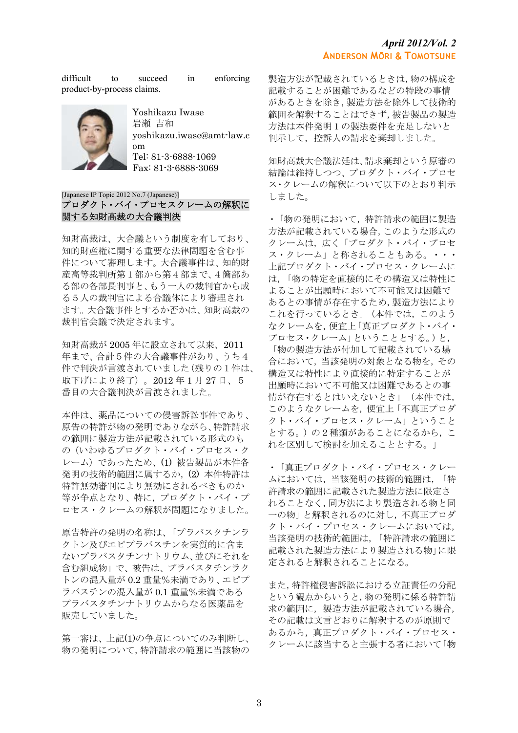difficult to succeed in enforcing product-by-process claims.

Yoshikazu Iwase
岩瀬 吉和
yoshikazu.iwase@amt-law.com
Tel: 81-3-6888-1069
Fax: 81-3-6888-3069

[Japanese IP Topic 2012 No.7 (Japanese)]

## プロダクト・バイ・プロセスクレームの解釈に関する知財高裁の大合議判決

知財高裁は、大合議という制度を有しており、知的財産権に関する重要な法律問題を含む事件について審理します。大合議事件は、知的財産高等裁判所第１部から第４部まで、４箇部ある部の各部長判事と、もう一人の裁判官から成る５人の裁判官による合議体により審理されます。大合議事件とするか否かは、知財高裁の裁判官会議で決定されます。

知財高裁が 2005 年に設立されて以来、2011 年まで、合計５件の大合議事件があり、うち４件で判決が言渡されていました(残りの１件は、取下げにより終了）。2012 年１月 27 日、５番目の大合議判決が言渡されました。

本件は、薬品についての侵害訴訟事件であり、原告の特許が物の発明でありながら、特許請求の範囲に製造方法が記載されている形式のもの（いわゆるプロダクト・バイ・プロセス・クレーム）であったため、(1) 被告製品が本件各発明の技術的範囲に属するか，(2) 本件特許は特許無効審判により無効にされるべきものか等が争点となり、特に，プロダクト・バイ・プロセス・クレームの解釈が問題になりました。

原告特許の発明の名称は、「プラバスタチンラクトン及びエピプラバスタチンを実質的に含まないプラバスタチンナトリウム、並びにそれを含む組成物」で、被告は、プラバスタチンラクトンの混入量が 0.2 重量%未満であり、エピプラバスチンの混入量が 0.1 重量%未満であるプラバスタチンナトリウムからなる医薬品を販売していました。

第一審は、上記(1)の争点についてのみ判断し、物の発明について，特許請求の範囲に当該物の製造方法が記載されているときは，物の構成を記載することが困難であるなどの特段の事情があるときを除き，製造方法を除外して技術的範囲を解釈することはできず，被告製品の製造方法は本件発明１の製法要件を充足しないと判示して，控訴人の請求を棄却しました。

知財高裁大合議法廷は、請求棄却という原審の結論は維持しつつ、プロダクト・バイ・プロセス・クレームの解釈について以下のとおり判示しました。

・「物の発明において，特許請求の範囲に製造方法が記載されている場合，このような形式のクレームは，広く「プロダクト・バイ・プロセス・クレーム」と称されることもある。・・・上記プロダクト・バイ・プロセス・クレームには，「物の特定を直接的にその構造又は特性によることが出願時において不可能又は困難であるとの事情が存在するため，製造方法によりこれを行っているとき」（本件では，このようなクレームを，便宜上「真正プロダクト・バイ・プロセス・クレーム」ということとする。）と，「物の製造方法が付加して記載されている場合において，当該発明の対象となる物を，その構造又は特性により直接的に特定することが出願時において不可能又は困難であるとの事情が存在するとはいえないとき」（本件では，このようなクレームを，便宜上「不真正プロダクト・バイ・プロセス・クレーム」ということとする。）の２種類があることになるから，これを区別して検討を加えることとする。」

・「真正プロダクト・バイ・プロセス・クレームにおいては，当該発明の技術的範囲は，「特許請求の範囲に記載された製造方法に限定されることなく，同方法により製造される物と同一の物」と解釈されるのに対し，不真正プロダクト・バイ・プロセス・クレームにおいては，当該発明の技術的範囲は，「特許請求の範囲に記載された製造方法により製造される物」に限定されると解釈されることになる。

また，特許権侵害訴訟における立証責任の分配という観点からいうと，物の発明に係る特許請求の範囲に，製造方法が記載されている場合，その記載は文言どおりに解釈するのが原則であるから，真正プロダクト・バイ・プロセス・クレームに該当すると主張する者において「物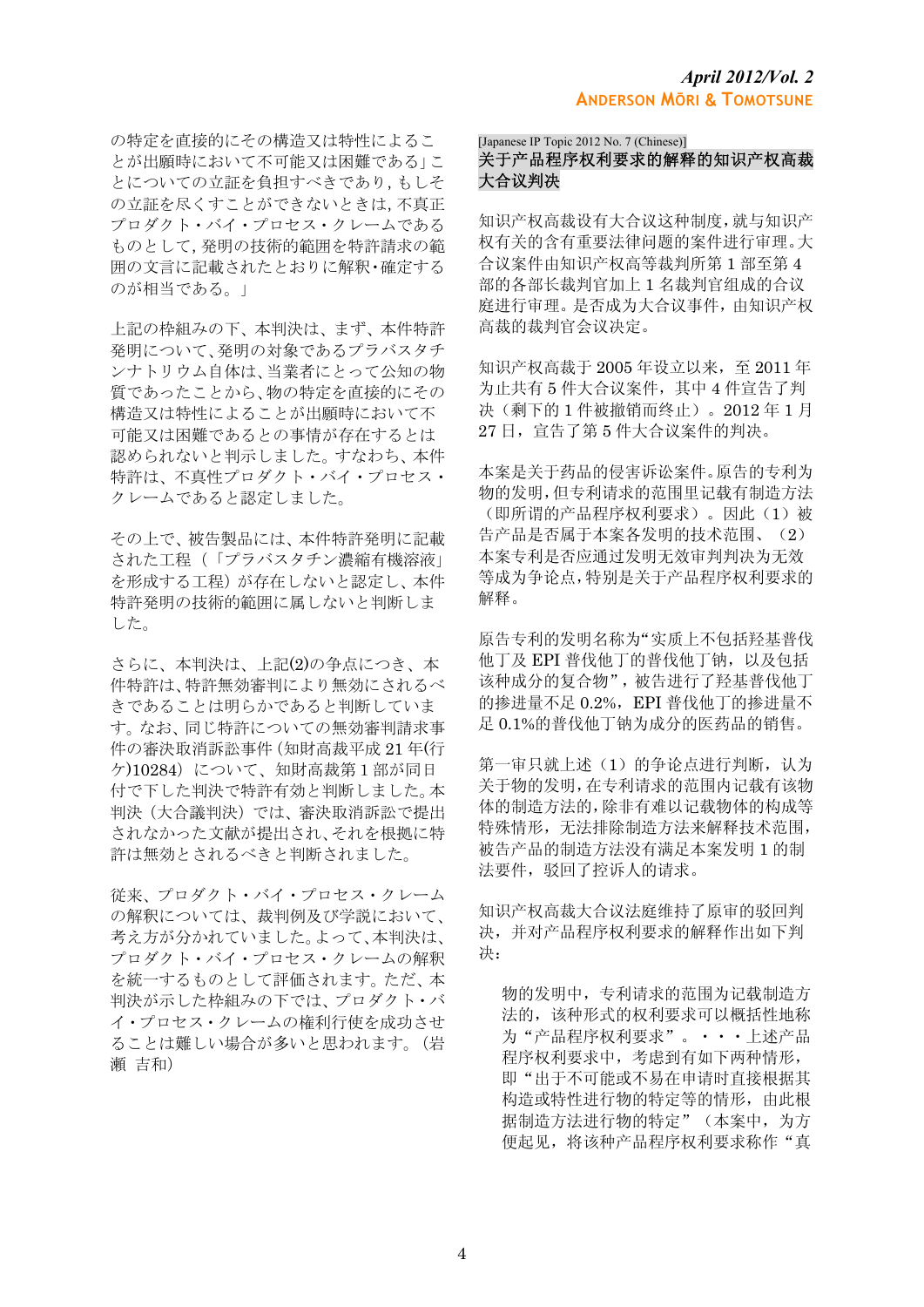の特定を直接的にその構造又は特性によることが出願時において不可能又は困難である」ことについての立証を負担すべきであり，もしその立証を尽くすことができないときは，不真正プロダクト・バイ・プロセス・クレームであるものとして，発明の技術的範囲を特許請求の範囲の文言に記載されたとおりに解釈・確定するのが相当である。」

上記の枠組みの下、本判決は、まず、本件特許発明について、発明の対象であるプラバスタチンナトリウム自体は、当業者にとって公知の物質であったことから、物の特定を直接的にその構造又は特性によることが出願時において不可能又は困難であるとの事情が存在するとは認められないと判示しました。すなわち、本件特許は、不真性プロダクト・バイ・プロセス・クレームであると認定しました。

その上で、被告製品には、本件特許発明に記載された工程（「プラバスタチン濃縮有機溶液」を形成する工程）が存在しないと認定し、本件特許発明の技術的範囲に属しないと判断しました。

さらに、本判決は、上記(2)の争点につき、本件特許は、特許無効審判により無効にされるべきであることは明らかであると判断しています。なお、同じ特許についての無効審判請求事件の審決取消訴訟事件（知財高裁平成 21 年(行ケ)10284）について、知財高裁第 1 部が同日付で下した判決で特許有効と判断しました。本判決（大合議判決）では、審決取消訴訟で提出されなかった文献が提出され、それを根拠に特許は無効とされるべきと判断されました。

従来、プロダクト・バイ・プロセス・クレームの解釈については、裁判例及び学説において、考え方が分かれていました。よって，本判決は、プロダクト・バイ・プロセス・クレームの解釈を統一するものとして評価されます。ただ、本判決が示した枠組みの下では、プロダクト・バイ・プロセス・クレームの権利行使を成功させることは難しい場合が多いと思われます。（岩瀬 吉和）

[Japanese IP Topic 2012 No. 7 (Chinese)]

## 关于产品程序权利要求的解释的知识产权高裁大合议判决

知识产权高裁设有大合议这种制度，就与知识产权有关的含有重要法律问题的案件进行审理。大合议案件由知识产权高等裁判所第 1 部至第 4 部的各部长裁判官加上 1 名裁判官组成的合议庭进行审理。是否成为大合议事件，由知识产权高裁的裁判官会议决定。

知识产权高裁于 2005 年设立以来，至 2011 年为止共有 5 件大合议案件，其中 4 件宣告了判决（剩下的 1 件被撤销而终止）。2012 年 1 月 27 日，宣告了第 5 件大合议案件的判决。

本案是关于药品的侵害诉讼案件。原告的专利为物的发明，但专利请求的范围里记载有制造方法（即所谓的产品程序权利要求）。因此（1）被告产品是否属于本案各发明的技术范围、（2）本案专利是否应通过发明无效审判判决为无效等成为争论点，特别是关于产品程序权利要求的解释。

原告专利的发明名称为“实质上不包括羟基普伐他丁及 EPI 普伐他丁的普伐他丁钠，以及包括该种成分的复合物”，被告进行了羟基普伐他丁的掺进量不足 0.2%，EPI 普伐他丁的掺进量不足 0.1%的普伐他丁钠为成分的医药品的销售。

第一审只就上述（1）的争论点进行判断，认为关于物的发明，在专利请求的范围内记载有该物体的制造方法的，除非有难以记载物体的构成等特殊情形，无法排除制造方法来解释技术范围，被告产品的制造方法没有满足本案发明 1 的制法要件，驳回了控诉人的请求。

知识产权高裁大合议法庭维持了原审的驳回判决，并对产品程序权利要求的解释作出如下判决：

> 物的发明中，专利请求的范围为记载制造方法的，该种形式的权利要求可以概括性地称为“产品程序权利要求”。・・・上述产品程序权利要求中，考虑到有如下两种情形，即“出于不可能或不易在申请时直接根据其构造或特性进行物的特定等的情形，由此根据制造方法进行物的特定”（本案中，为方便起见，将该种产品程序权利要求称作“真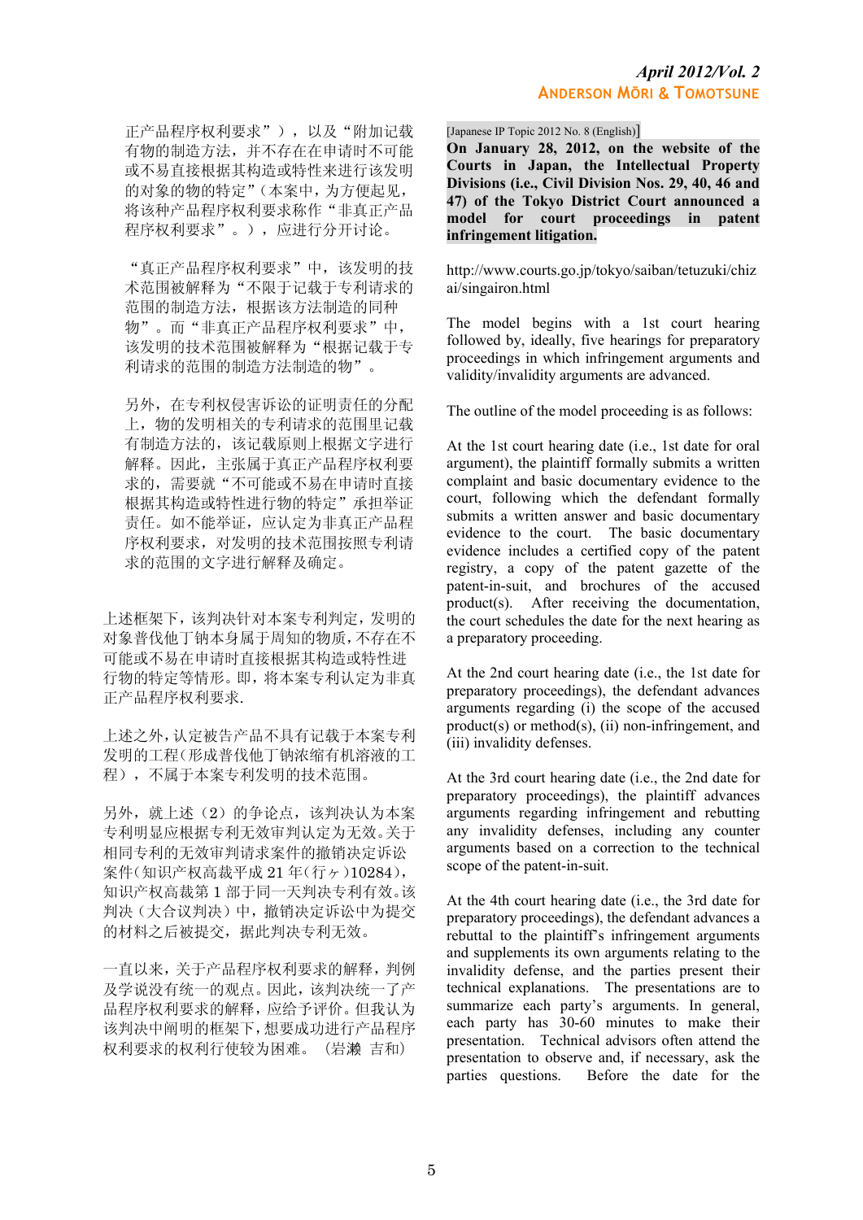正产品程序权利要求"），以及"附加记载有物的制造方法，并不存在在申请时不可能或不易直接根据其构造或特性来进行该发明的对象的物的特定"（本案中，为方便起见，将该种产品程序权利要求称作"非真正产品程序权利要求"。），应进行分开讨论。

"真正产品程序权利要求"中，该发明的技术范围被解释为"不限于记载于专利请求的范围的制造方法，根据该方法制造的同种物"。而"非真正产品程序权利要求"中，该发明的技术范围被解释为"根据记载于专利请求的范围的制造方法制造的物"。

另外，在专利权侵害诉讼的证明责任的分配上，物的发明相关的专利请求的范围里记载有制造方法的，该记载原则上根据文字进行解释。因此，主张属于真正产品程序权利要求的，需要就"不可能或不易在申请时直接根据其构造或特性进行物的特定"承担举证责任。如不能举证，应认定为非真正产品程序权利要求，对发明的技术范围按照专利请求的范围的文字进行解释及确定。

上述框架下，该判决针对本案专利判定，发明的对象普伐他丁钠本身属于周知的物质，不存在不可能或不易在申请时直接根据其构造或特性进行物的特定等情形。即，将本案专利认定为非真正产品程序权利要求.

上述之外，认定被告产品不具有记载于本案专利发明的工程（形成普伐他丁钠浓缩有机溶液的工程），不属于本案专利发明的技术范围。

另外，就上述（2）的争论点，该判决认为本案专利明显应根据专利无效审判认定为无效。关于相同专利的无效审判请求案件的撤销决定诉讼案件（知识产权高裁平成 21 年(行ヶ)10284），知识产权高裁第 1 部于同一天判决专利有效。该判决（大合议判决）中，撤销决定诉讼中为提交的材料之后被提交，据此判决专利无效。

一直以来，关于产品程序权利要求的解释，判例及学说没有统一的观点。因此，该判决统一了产品程序权利要求的解释，应给予评价。但我认为该判决中阐明的框架下，想要成功进行产品程序权利要求的权利行使较为困难。（岩濑 吉和）

[Japanese IP Topic 2012 No. 8 (English)]

**On January 28, 2012, on the website of the Courts in Japan, the Intellectual Property Divisions (i.e., Civil Division Nos. 29, 40, 46 and 47) of the Tokyo District Court announced a model for court proceedings in patent infringement litigation.**

http://www.courts.go.jp/tokyo/saiban/tetuzuki/chizai/singairon.html

The model begins with a 1st court hearing followed by, ideally, five hearings for preparatory proceedings in which infringement arguments and validity/invalidity arguments are advanced.

The outline of the model proceeding is as follows:

At the 1st court hearing date (i.e., 1st date for oral argument), the plaintiff formally submits a written complaint and basic documentary evidence to the court, following which the defendant formally submits a written answer and basic documentary evidence to the court. The basic documentary evidence includes a certified copy of the patent registry, a copy of the patent gazette of the patent-in-suit, and brochures of the accused product(s). After receiving the documentation, the court schedules the date for the next hearing as a preparatory proceeding.

At the 2nd court hearing date (i.e., the 1st date for preparatory proceedings), the defendant advances arguments regarding (i) the scope of the accused product(s) or method(s), (ii) non-infringement, and (iii) invalidity defenses.

At the 3rd court hearing date (i.e., the 2nd date for preparatory proceedings), the plaintiff advances arguments regarding infringement and rebutting any invalidity defenses, including any counter arguments based on a correction to the technical scope of the patent-in-suit.

At the 4th court hearing date (i.e., the 3rd date for preparatory proceedings), the defendant advances a rebuttal to the plaintiff's infringement arguments and supplements its own arguments relating to the invalidity defense, and the parties present their technical explanations. The presentations are to summarize each party's arguments. In general, each party has 30-60 minutes to make their presentation. Technical advisors often attend the presentation to observe and, if necessary, ask the parties questions. Before the date for the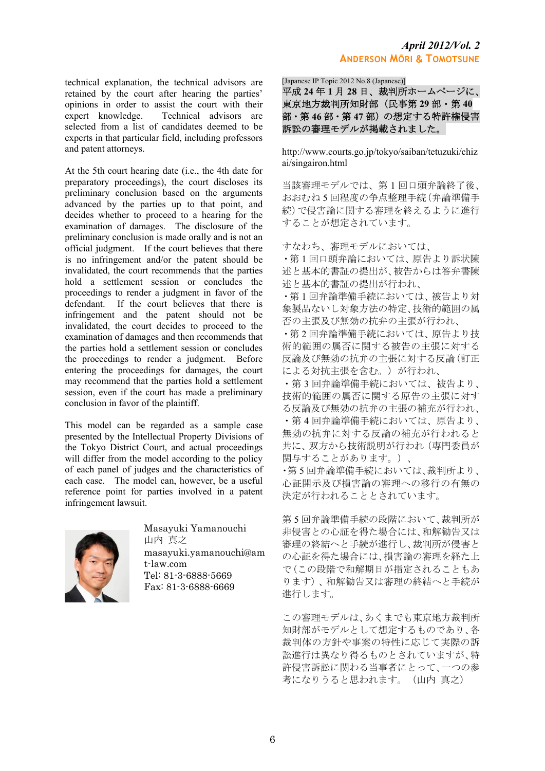technical explanation, the technical advisors are retained by the court after hearing the parties' opinions in order to assist the court with their expert knowledge. Technical advisors are selected from a list of candidates deemed to be experts in that particular field, including professors and patent attorneys.

At the 5th court hearing date (i.e., the 4th date for preparatory proceedings), the court discloses its preliminary conclusion based on the arguments advanced by the parties up to that point, and decides whether to proceed to a hearing for the examination of damages. The disclosure of the preliminary conclusion is made orally and is not an official judgment. If the court believes that there is no infringement and/or the patent should be invalidated, the court recommends that the parties hold a settlement session or concludes the proceedings to render a judgment in favor of the defendant. If the court believes that there is infringement and the patent should not be invalidated, the court decides to proceed to the examination of damages and then recommends that the parties hold a settlement session or concludes the proceedings to render a judgment. Before entering the proceedings for damages, the court may recommend that the parties hold a settlement session, even if the court has made a preliminary conclusion in favor of the plaintiff.

This model can be regarded as a sample case presented by the Intellectual Property Divisions of the Tokyo District Court, and actual proceedings will differ from the model according to the policy of each panel of judges and the characteristics of each case. The model can, however, be a useful reference point for parties involved in a patent infringement lawsuit.

Masayuki Yamanouchi
山内 真之
masayuki.yamanouchi@amt-law.com
Tel: 81-3-6888-5569
Fax: 81-3-6888-6669

[Japanese IP Topic 2012 No.8 (Japanese)]

**平成24年1月28日、裁判所ホームページに、東京地方裁判所知財部（民事第29部・第40部・第46部・第47部）の想定する特許権侵害訴訟の審理モデルが掲載されました。**

http://www.courts.go.jp/tokyo/saiban/tetuzuki/chizai/singairon.html

当該審理モデルでは、第1回口頭弁論終了後、おおむね5回程度の争点整理手続（弁論準備手続）で侵害論に関する審理を終えるように進行することが想定されています。

すなわち、審理モデルにおいては、

・第1回口頭弁論においては、原告より訴状陳述と基本的書証の提出が、被告からは答弁書陳述と基本的書証の提出が行われ、

・第1回弁論準備手続においては、被告より対象製品ないし対象方法の特定、技術的範囲の属否の主張及び無効の抗弁の主張が行われ、

・第2回弁論準備手続においては、原告より技術的範囲の属否に関する被告の主張に対する反論及び無効の抗弁の主張に対する反論（訂正による対抗主張を含む。）が行われ、

・第3回弁論準備手続においては、被告より、技術的範囲の属否に関する原告の主張に対する反論及び無効の抗弁の主張の補充が行われ、

・第4回弁論準備手続においては、原告より、無効の抗弁に対する反論の補充が行われると共に、双方から技術説明が行われ（専門委員が関与することがあります。）、

・第5回弁論準備手続においては、裁判所より、心証開示及び損害論の審理への移行の有無の決定が行われることとされています。

第5回弁論準備手続の段階において、裁判所が非侵害との心証を得た場合には、和解勧告又は審理の終結へと手続が進行し、裁判所が侵害との心証を得た場合には、損害論の審理を経た上で（この段階で和解期日が指定されることもあります）、和解勧告又は審理の終結へと手続が進行します。

この審理モデルは、あくまでも東京地方裁判所知財部がモデルとして想定するものであり、各裁判体の方針や事案の特性に応じて実際の訴訟進行は異なり得るものとされていますが、特許侵害訴訟に関わる当事者にとって、一つの参考になりうると思われます。（山内 真之）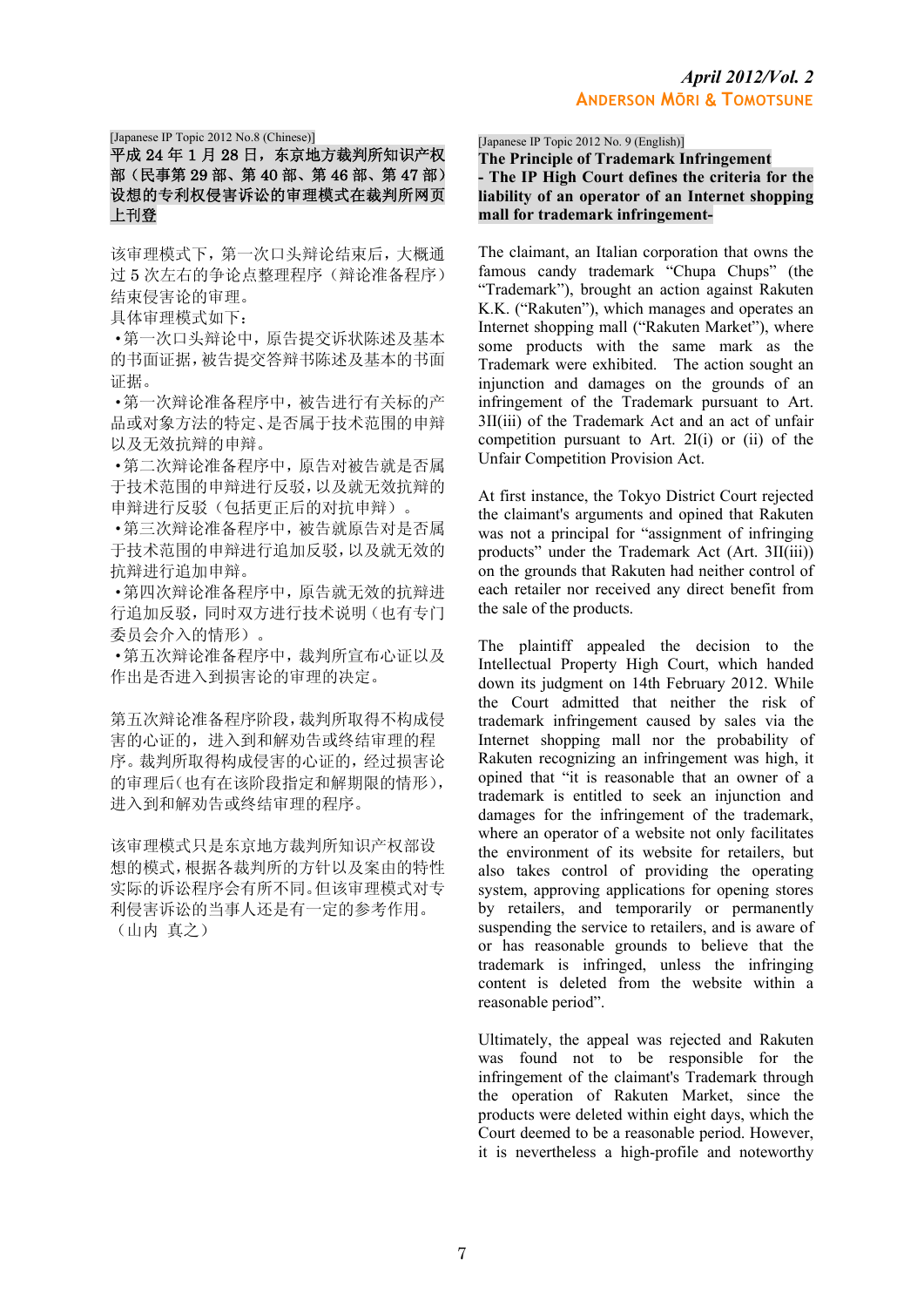[Japanese IP Topic 2012 No.8 (Chinese)]

## 平成 24 年 1 月 28 日，东京地方裁判所知识产权部（民事第 29 部、第 40 部、第 46 部、第 47 部）设想的专利权侵害诉讼的审理模式在裁判所网页上刊登

该审理模式下，第一次口头辩论结束后，大概通过 5 次左右的争论点整理程序（辩论准备程序）结束侵害论的审理。

具体审理模式如下：

• 第一次口头辩论中，原告提交诉状陈述及基本的书面证据，被告提交答辩书陈述及基本的书面证据。

• 第一次辩论准备程序中，被告进行有关标的产品或对象方法的特定、是否属于技术范围的申辩以及无效抗辩的申辩。

• 第二次辩论准备程序中，原告对被告就是否属于技术范围的申辩进行反驳，以及就无效抗辩的申辩进行反驳（包括更正后的对抗申辩）。

• 第三次辩论准备程序中，被告就原告对是否属于技术范围的申辩进行追加反驳，以及就无效的抗辩进行追加申辩。

• 第四次辩论准备程序中，原告就无效的抗辩进行追加反驳，同时双方进行技术说明（也有专门委员会介入的情形）。

• 第五次辩论准备程序中，裁判所宣布心证以及作出是否进入到损害论的审理的决定。

第五次辩论准备程序阶段，裁判所取得不构成侵害的心证的，进入到和解劝告或终结审理的程序。裁判所取得构成侵害的心证的，经过损害论的审理后（也有在该阶段指定和解期限的情形），进入到和解劝告或终结审理的程序。

该审理模式只是东京地方裁判所知识产权部设想的模式，根据各裁判所的方针以及案由的特性实际的诉讼程序会有所不同。但该审理模式对专利侵害诉讼的当事人还是有一定的参考作用。（山内 真之）

[Japanese IP Topic 2012 No. 9 (English)]

## The Principle of Trademark Infringement - The IP High Court defines the criteria for the liability of an operator of an Internet shopping mall for trademark infringement-

The claimant, an Italian corporation that owns the famous candy trademark "Chupa Chups" (the "Trademark"), brought an action against Rakuten K.K. ("Rakuten"), which manages and operates an Internet shopping mall ("Rakuten Market"), where some products with the same mark as the Trademark were exhibited. The action sought an injunction and damages on the grounds of an infringement of the Trademark pursuant to Art. 3II(iii) of the Trademark Act and an act of unfair competition pursuant to Art. 2I(i) or (ii) of the Unfair Competition Provision Act.

At first instance, the Tokyo District Court rejected the claimant's arguments and opined that Rakuten was not a principal for "assignment of infringing products" under the Trademark Act (Art. 3II(iii)) on the grounds that Rakuten had neither control of each retailer nor received any direct benefit from the sale of the products.

The plaintiff appealed the decision to the Intellectual Property High Court, which handed down its judgment on 14th February 2012. While the Court admitted that neither the risk of trademark infringement caused by sales via the Internet shopping mall nor the probability of Rakuten recognizing an infringement was high, it opined that "it is reasonable that an owner of a trademark is entitled to seek an injunction and damages for the infringement of the trademark, where an operator of a website not only facilitates the environment of its website for retailers, but also takes control of providing the operating system, approving applications for opening stores by retailers, and temporarily or permanently suspending the service to retailers, and is aware of or has reasonable grounds to believe that the trademark is infringed, unless the infringing content is deleted from the website within a reasonable period".

Ultimately, the appeal was rejected and Rakuten was found not to be responsible for the infringement of the claimant's Trademark through the operation of Rakuten Market, since the products were deleted within eight days, which the Court deemed to be a reasonable period. However, it is nevertheless a high-profile and noteworthy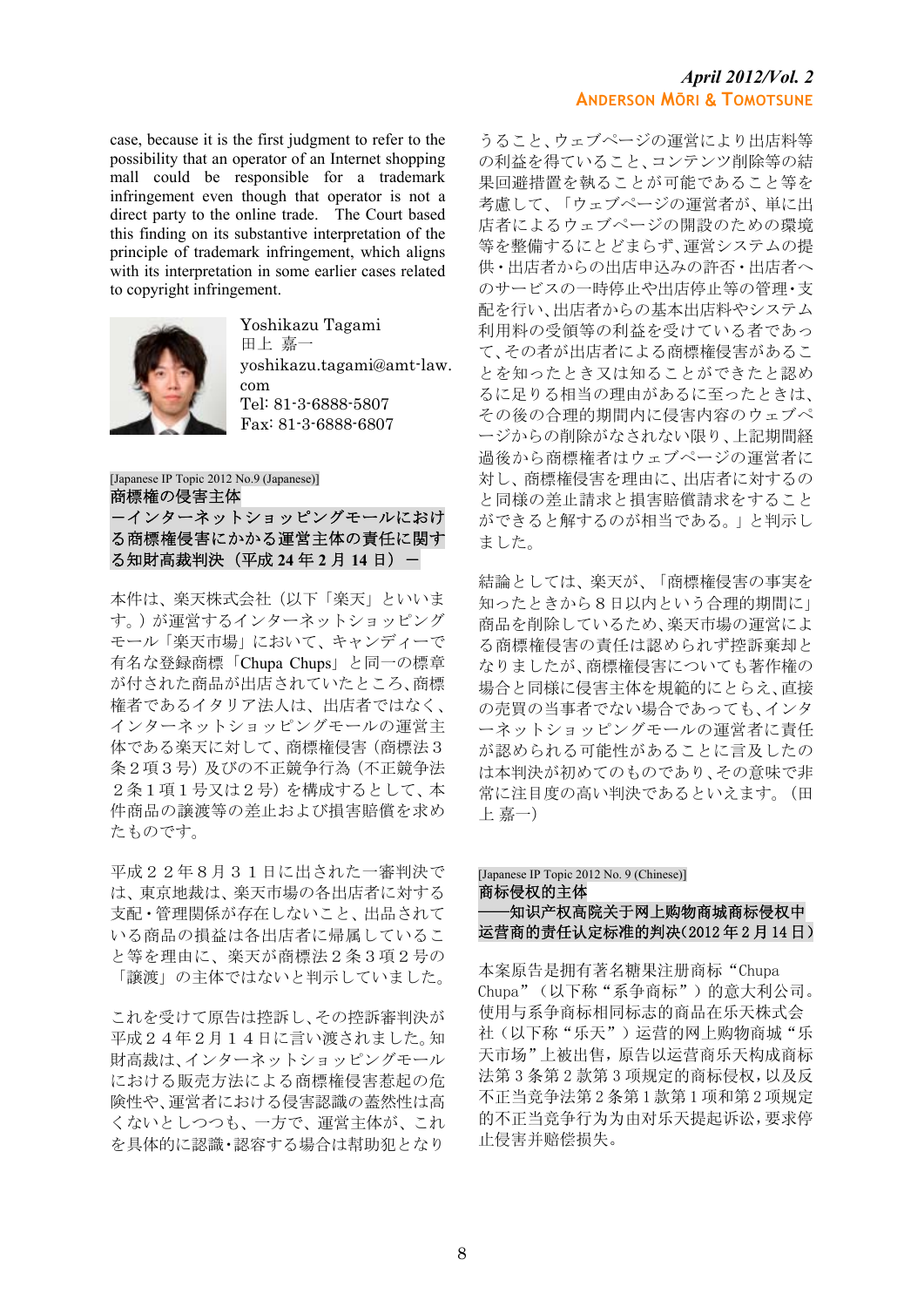case, because it is the first judgment to refer to the possibility that an operator of an Internet shopping mall could be responsible for a trademark infringement even though that operator is not a direct party to the online trade. The Court based this finding on its substantive interpretation of the principle of trademark infringement, which aligns with its interpretation in some earlier cases related to copyright infringement.

Yoshikazu Tagami
田上 嘉一
yoshikazu.tagami@amt-law.com
Tel: 81-3-6888-5807
Fax: 81-3-6888-6807

[Japanese IP Topic 2012 No.9 (Japanese)]

**商標権の侵害主体**
**ーインターネットショッピングモールにおける商標権侵害にかかる運営主体の責任に関する知財高裁判決（平成 24 年 2 月 14 日）ー**

本件は、楽天株式会社（以下「楽天」といいます。）が運営するインターネットショッピングモール「楽天市場」において、キャンディーで有名な登録商標「Chupa Chups」と同一の標章が付された商品が出店されていたところ、商標権者であるイタリア法人は、出店者ではなく、インターネットショッピングモールの運営主体である楽天に対して、商標権侵害（商標法３条２項３号）及びの不正競争行為（不正競争法２条１項１号又は２号）を構成するとして、本件商品の譲渡等の差止および損害賠償を求めたものです。

平成２２年８月３１日に出された一審判決では、東京地裁は、楽天市場の各出店者に対する支配・管理関係が存在しないこと、出品されている商品の損益は各出店者に帰属していること等を理由に、楽天が商標法２条３項２号の「譲渡」の主体ではないと判示していました。

これを受けて原告は控訴し、その控訴審判決が平成２４年２月１４日に言い渡されました。知財高裁は、インターネットショッピングモールにおける販売方法による商標権侵害惹起の危険性や、運営者における侵害認識の蓋然性は高くないとしつつも、一方で、運営主体が、これを具体的に認識・認容する場合は幇助犯となりうること、ウェブページの運営により出店料等の利益を得ていること、コンテンツ削除等の結果回避措置を執ることが可能であること等を考慮して、「ウェブページの運営者が、単に出店者によるウェブページの開設のための環境等を整備するにとどまらず、運営システムの提供・出店者からの出店申込みの許否・出店者へのサービスの一時停止や出店停止等の管理・支配を行い、出店者からの基本出店料やシステム利用料の受領等の利益を受けている者であって、その者が出店者による商標権侵害があることを知ったとき又は知ることができたと認めるに足りる相当の理由があるに至ったときは、その後の合理的期間内に侵害内容のウェブページからの削除がなされない限り、上記期間経過後から商標権者はウェブページの運営者に対し、商標権侵害を理由に、出店者に対するのと同様の差止請求と損害賠償請求をすることができると解するのが相当である。」と判示しました。

結論としては、楽天が、「商標権侵害の事実を知ったときから８日以内という合理的期間内に」商品を削除しているため、楽天市場の運営による商標権侵害の責任は認められず控訴棄却となりましたが、商標権侵害についても著作権の場合と同様に侵害主体を規範的にとらえ、直接の売買の当事者でない場合であっても、インターネットショッピングモールの運営者に責任が認められる可能性があることに言及したのは本判決が初めてのものであり、その意味で非常に注目度の高い判決であるといえます。（田上 嘉一）

[Japanese IP Topic 2012 No. 9 (Chinese)]

**商标侵权的主体**
**——知识产权高院关于网上购物商城商标侵权中运营商的责任认定标准的判决(2012 年 2 月 14 日)**

本案原告是拥有著名糖果注册商标“Chupa Chupa”（以下称“系争商标”）的意大利公司。使用与系争商标相同标志的商品在乐天株式会社（以下称“乐天”）运营的网上购物商城“乐天市场”上被出售，原告以运营商乐天构成商标法第 3 条第 2 款第 3 项规定的商标侵权，以及反不正当竞争法第 2 条第 1 款第 1 项和第 2 项规定的不正当竞争行为为由对乐天提起诉讼，要求停止侵害并赔偿损失。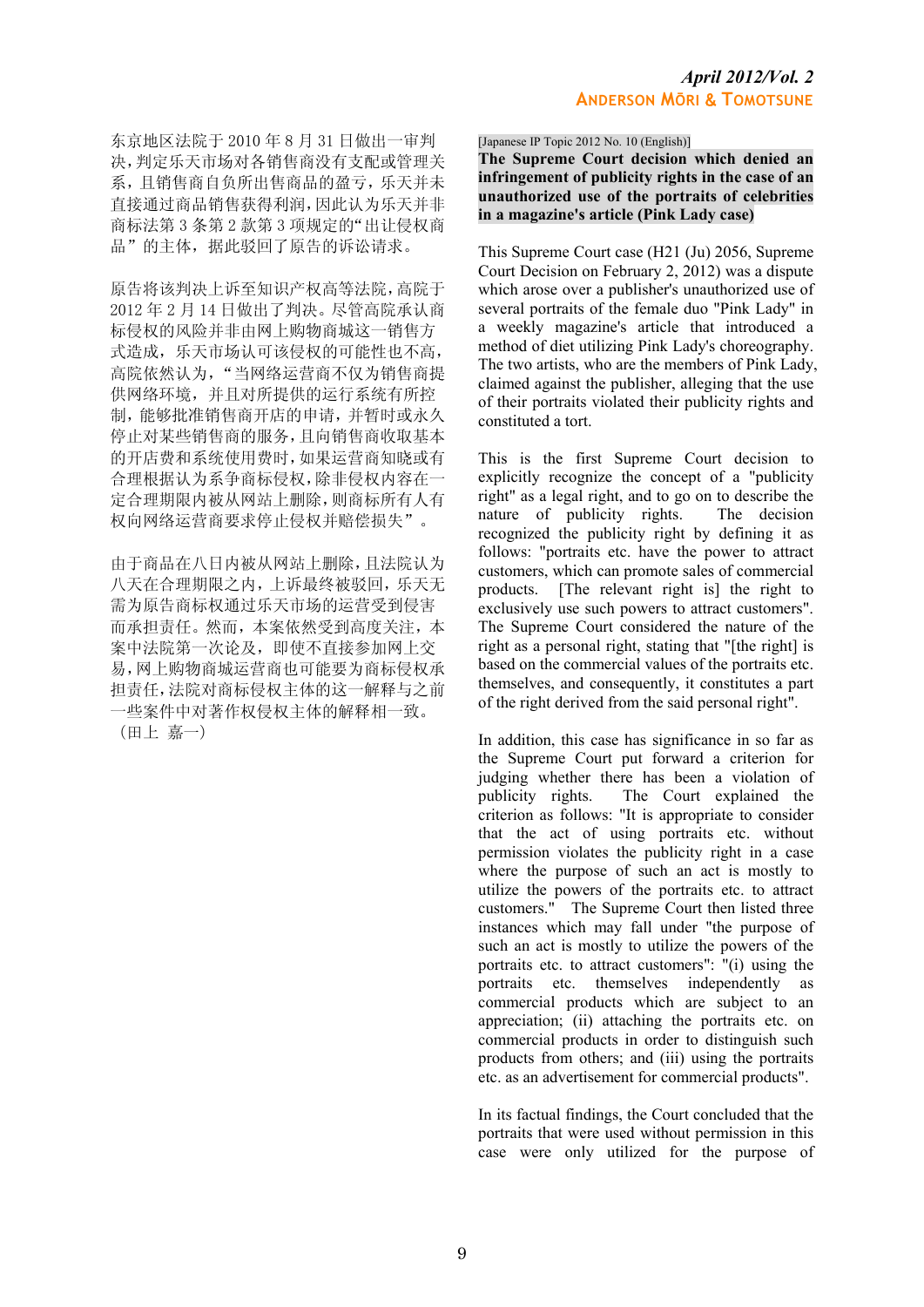东京地区法院于 2010 年 8 月 31 日做出一审判决，判定乐天市场对各销售商没有支配或管理关系，且销售商自负所出售商品的盈亏，乐天并未直接通过商品销售获得利润，因此认为乐天并非商标法第 3 条第 2 款第 3 项规定的"出让侵权商品"的主体，据此驳回了原告的诉讼请求。

原告将该判决上诉至知识产权高等法院，高院于 2012 年 2 月 14 日做出了判决。尽管高院承认商标侵权的风险并非由网上购物商城这一销售方式造成，乐天市场认可该侵权的可能性也不高，高院依然认为，"当网络运营商不仅为销售商提供网络环境，并且对所提供的运行系统有所控制，能够批准销售商开店的申请，并暂时或永久停止对某些销售商的服务，且向销售商收取基本的开店费和系统使用费时，如果运营商知晓或有合理根据认为系争商标侵权，除非侵权内容在一定合理期限内被从网站上删除，则商标所有人有权向网络运营商要求停止侵权并赔偿损失"。

由于商品在八日内被从网站上删除，且法院认为八天在合理期限之内，上诉最终被驳回，乐天无需为原告商标权通过乐天市场的运营受到侵害而承担责任。然而，本案依然受到高度关注，本案中法院第一次论及，即使不直接参加网上交易，网上购物商城运营商也可能要为商标侵权承担责任，法院对商标侵权主体的这一解释与之前一些案件中对著作权侵权主体的解释相一致。
（田上 嘉一）

[Japanese IP Topic 2012 No. 10 (English)]

**The Supreme Court decision which denied an infringement of publicity rights in the case of an unauthorized use of the portraits of celebrities in a magazine's article (Pink Lady case)**

This Supreme Court case (H21 (Ju) 2056, Supreme Court Decision on February 2, 2012) was a dispute which arose over a publisher's unauthorized use of several portraits of the female duo "Pink Lady" in a weekly magazine's article that introduced a method of diet utilizing Pink Lady's choreography. The two artists, who are the members of Pink Lady, claimed against the publisher, alleging that the use of their portraits violated their publicity rights and constituted a tort.

This is the first Supreme Court decision to explicitly recognize the concept of a "publicity right" as a legal right, and to go on to describe the nature of publicity rights. The decision recognized the publicity right by defining it as follows: "portraits etc. have the power to attract customers, which can promote sales of commercial products. [The relevant right is] the right to exclusively use such powers to attract customers". The Supreme Court considered the nature of the right as a personal right, stating that "[the right] is based on the commercial values of the portraits etc. themselves, and consequently, it constitutes a part of the right derived from the said personal right".

In addition, this case has significance in so far as the Supreme Court put forward a criterion for judging whether there has been a violation of publicity rights. The Court explained the criterion as follows: "It is appropriate to consider that the act of using portraits etc. without permission violates the publicity right in a case where the purpose of such an act is mostly to utilize the powers of the portraits etc. to attract customers." The Supreme Court then listed three instances which may fall under "the purpose of such an act is mostly to utilize the powers of the portraits etc. to attract customers": "(i) using the portraits etc. themselves independently as commercial products which are subject to an appreciation; (ii) attaching the portraits etc. on commercial products in order to distinguish such products from others; and (iii) using the portraits etc. as an advertisement for commercial products".

In its factual findings, the Court concluded that the portraits that were used without permission in this case were only utilized for the purpose of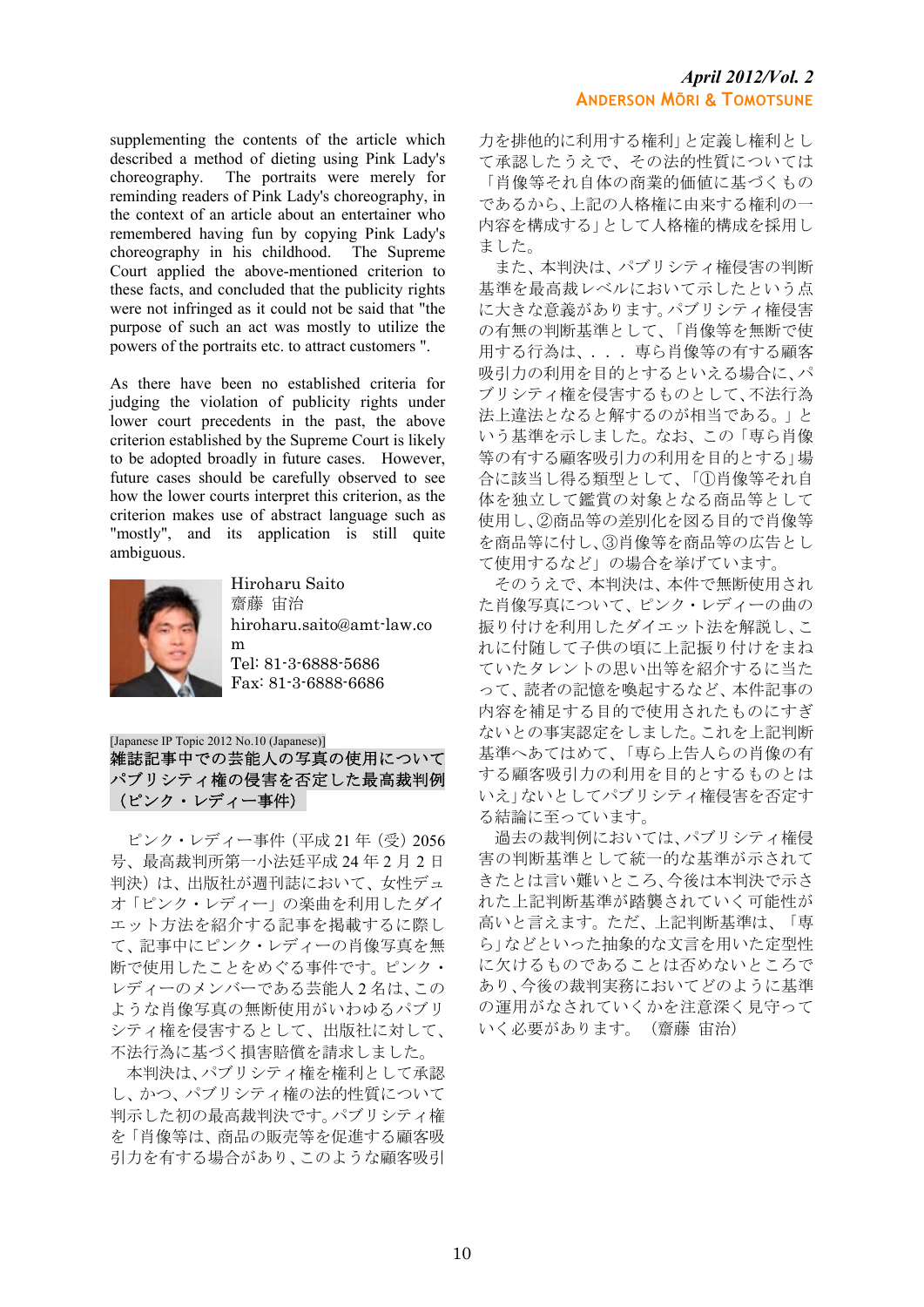supplementing the contents of the article which described a method of dieting using Pink Lady's choreography. The portraits were merely for reminding readers of Pink Lady's choreography, in the context of an article about an entertainer who remembered having fun by copying Pink Lady's choreography in his childhood. The Supreme Court applied the above-mentioned criterion to these facts, and concluded that the publicity rights were not infringed as it could not be said that "the purpose of such an act was mostly to utilize the powers of the portraits etc. to attract customers ".

As there have been no established criteria for judging the violation of publicity rights under lower court precedents in the past, the above criterion established by the Supreme Court is likely to be adopted broadly in future cases. However, future cases should be carefully observed to see how the lower courts interpret this criterion, as the criterion makes use of abstract language such as "mostly", and its application is still quite ambiguous.

Hiroharu Saito
齋藤 宙治
hiroharu.saito@amt-law.com
Tel: 81-3-6888-5686
Fax: 81-3-6888-6686

[Japanese IP Topic 2012 No.10 (Japanese)]

## 雑誌記事中での芸能人の写真の使用についてパブリシティ権の侵害を否定した最高裁判例（ピンク・レディー事件）

ピンク・レディー事件（平成 21 年（受）2056 号、最高裁判所第一小法廷平成 24 年 2 月 2 日判決）は、出版社が週刊誌において、女性デュオ「ピンク・レディー」の楽曲を利用したダイエット方法を紹介する記事を掲載するに際して、記事中にピンク・レディーの肖像写真を無断で使用したことをめぐる事件です。ピンク・レディーのメンバーである芸能人 2 名は、このような肖像写真の無断使用がいわゆるパブリシティ権を侵害するとして、出版社に対して、不法行為に基づく損害賠償を請求しました。

本判決は、パブリシティ権を権利として承認し、かつ、パブリシティ権の法的性質について判示した初の最高裁判決です。パブリシティ権を「肖像等は、商品の販売等を促進する顧客吸引力を有する場合があり、このような顧客吸引力を排他的に利用する権利」と定義し権利として承認したうえで、その法的性質については「肖像等それ自体の商業的価値に基づくものであるから、上記の人格権に由来する権利の一内容を構成する」として人格権的構成を採用しました。

また、本判決は、パブリシティ権侵害の判断基準を最高裁レベルにおいて示したという点に大きな意義があります。パブリシティ権侵害の有無の判断基準として、「肖像等を無断で使用する行為は、．．．専ら肖像等の有する顧客吸引力の利用を目的とするといえる場合に、パブリシティ権を侵害するものとして、不法行為法上違法となると解するのが相当である。」という基準を示しました。なお、この「専ら肖像等の有する顧客吸引力の利用を目的とする」場合に該当し得る類型として、「①肖像等それ自体を独立して鑑賞の対象となる商品等として使用し、②商品等の差別化を図る目的で肖像等を商品等に付し、③肖像等を商品等の広告として使用するなど」の場合を挙げています。

そのうえで、本判決は、本件で無断使用された肖像写真について、ピンク・レディーの曲の振り付けを利用したダイエット法を解説し、これに付随して子供の頃に上記振り付けをまねていたタレントの思い出等を紹介するに当たって、読者の記憶を喚起するなど、本件記事の内容を補足する目的で使用されたものにすぎないとの事実認定をしました。これを上記判断基準へあてはめて、「専ら上告人らの肖像の有する顧客吸引力の利用を目的とするものとはいえ」ないとしてパブリシティ権侵害を否定する結論に至っています。

過去の裁判例においては、パブリシティ権侵害の判断基準として統一的な基準が示されてきたとは言い難いところ、今後は本判決で示された上記判断基準が踏襲されていく可能性が高いと言えます。ただ、上記判断基準は、「専ら」などといった抽象的な文言を用いた定型性に欠けるものであることは否めないところであり、今後の裁判実務においてどのように基準の運用がなされていくかを注意深く見守っていく必要があります。（齋藤 宙治）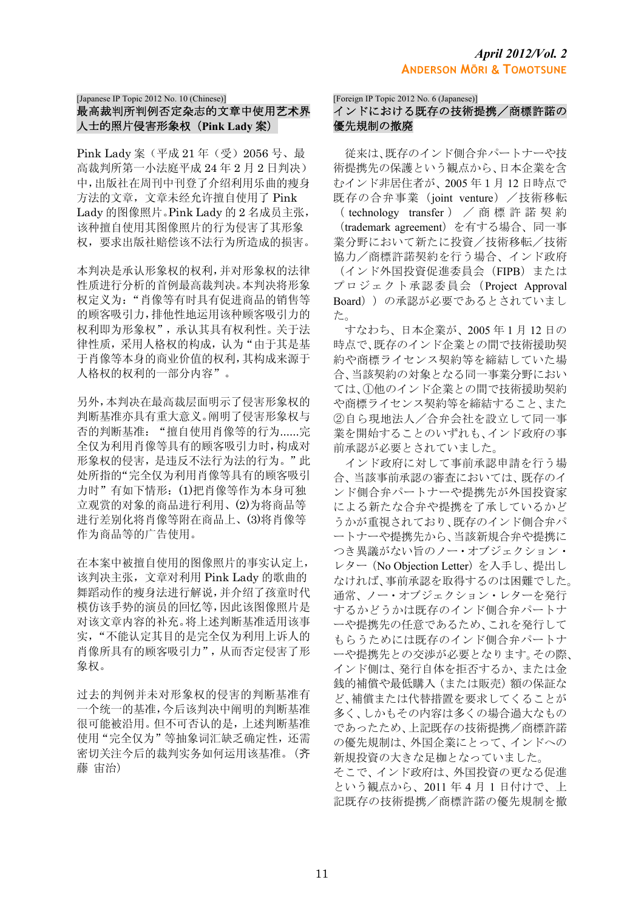[Japanese IP Topic 2012 No. 10 (Chinese)]

## 最高裁判所判例否定杂志的文章中使用艺术界人士的照片侵害形象权（Pink Lady 案）

Pink Lady 案（平成 21 年（受）2056 号、最高裁判所第一小法庭平成 24 年 2 月 2 日判决）中，出版社在周刊中刊登了介绍利用乐曲的瘦身方法的文章，文章未经允许擅自使用了 Pink Lady 的图像照片。Pink Lady 的 2 名成员主张，该种擅自使用其图像照片的行为侵害了其形象权，要求出版社赔偿该不法行为所造成的损害。

本判决是承认形象权的权利，并对形象权的法律性质进行分析的首例最高裁判决。本判决将形象权定义为：“肖像等有时具有促进商品的销售等的顾客吸引力，排他性地运用该种顾客吸引力的权利即为形象权”，承认其具有权利性。关于法律性质，采用人格权的构成，认为“由于其是基于肖像等本身的商业价值的权利，其构成来源于人格权的权利的一部分内容”。

另外，本判决在最高裁层面明示了侵害形象权的判断基准亦具有重大意义。阐明了侵害形象权与否的判断基准：“擅自使用肖像等的行为......完全仅为利用肖像等具有的顾客吸引力时，构成对形象权的侵害，是违反不法行为法的行为。”此处所指的“完全仅为利用肖像等具有的顾客吸引力时”有如下情形：(1)把肖像等作为本身可独立观赏的对象的商品进行利用、(2)为将商品等进行差别化将肖像等附在商品上、(3)将肖像等作为商品等的广告使用。

在本案中被擅自使用的图像照片的事实认定上，该判决主张，文章对利用 Pink Lady 的歌曲的舞蹈动作的瘦身法进行解说，并介绍了孩童时代模仿该手势的演员的回忆等，因此该图像照片是对该文章内容的补充。将上述判断基准适用该事实，“不能认定其目的是完全仅为利用上诉人的肖像所具有的顾客吸引力”，从而否定侵害了形象权。

过去的判例并未对形象权的侵害的判断基准有一个统一的基准，今后该判决中阐明的判断基准很可能被沿用。但不可否认的是，上述判断基准使用“完全仅为”等抽象词汇缺乏确定性，还需密切关注今后的裁判实务如何运用该基准。（齐藤 宙治）

[Foreign IP Topic 2012 No. 6 (Japanese)]

## インドにおける既存の技術提携／商標許諾の優先規制の撤廃

従来は、既存のインド側合弁パートナーや技術提携先の保護という観点から、日本企業を含むインド非居住者が、2005 年 1 月 12 日時点で既存の合弁事業（joint venture）／技術移転（technology transfer）／商標許諾契約（trademark agreement）を有する場合、同一事業分野において新たに投資／技術移転／技術協力／商標許諾契約を行う場合、インド政府（インド外国投資促進委員会（FIPB）またはプロジェクト承認委員会（Project Approval Board））の承認が必要であるとされていました。

すなわち、日本企業が、2005 年 1 月 12 日の時点で、既存のインド企業との間で技術援助契約や商標ライセンス契約等を締結していた場合、当該契約の対象となる同一事業分野においては、①他のインド企業との間で技術援助契約や商標ライセンス契約等を締結すること、また②自ら現地法人／合弁会社を設立して同一事業を開始することのいずれも、インド政府の事前承認が必要とされていました。

インド政府に対して事前承認申請を行う場合、当該事前承認の審査においては、既存のインド側合弁パートナーや提携先が外国投資家による新たな合弁や提携を了承しているかどうかが重視されており、既存のインド側合弁パートナーや提携先から、当該新規合弁や提携につき異議がない旨のノー・オブジェクション・レター（No Objection Letter）を入手し、提出しなければ、事前承認を取得するのは困難でした。通常、ノー・オブジェクション・レターを発行するかどうかは既存のインド側合弁パートナーや提携先の任意であるため、これを発行してもらうためには既存のインド側合弁パートナーや提携先との交渉が必要となります。その際、インド側は、発行自体を拒否するか、または金銭的補償や最低購入（または販売）額の保証など、補償または代替措置を要求してくることが多く、しかもその内容は多くの場合過大なものであったため、上記既存の技術提携／商標許諾の優先規制は、外国企業にとって、インドへの新規投資の大きな足枷となっていました。

そこで、インド政府は、外国投資の更なる促進という観点から、2011 年 4 月 1 日付けで、上記既存の技術提携／商標許諾の優先規制を撤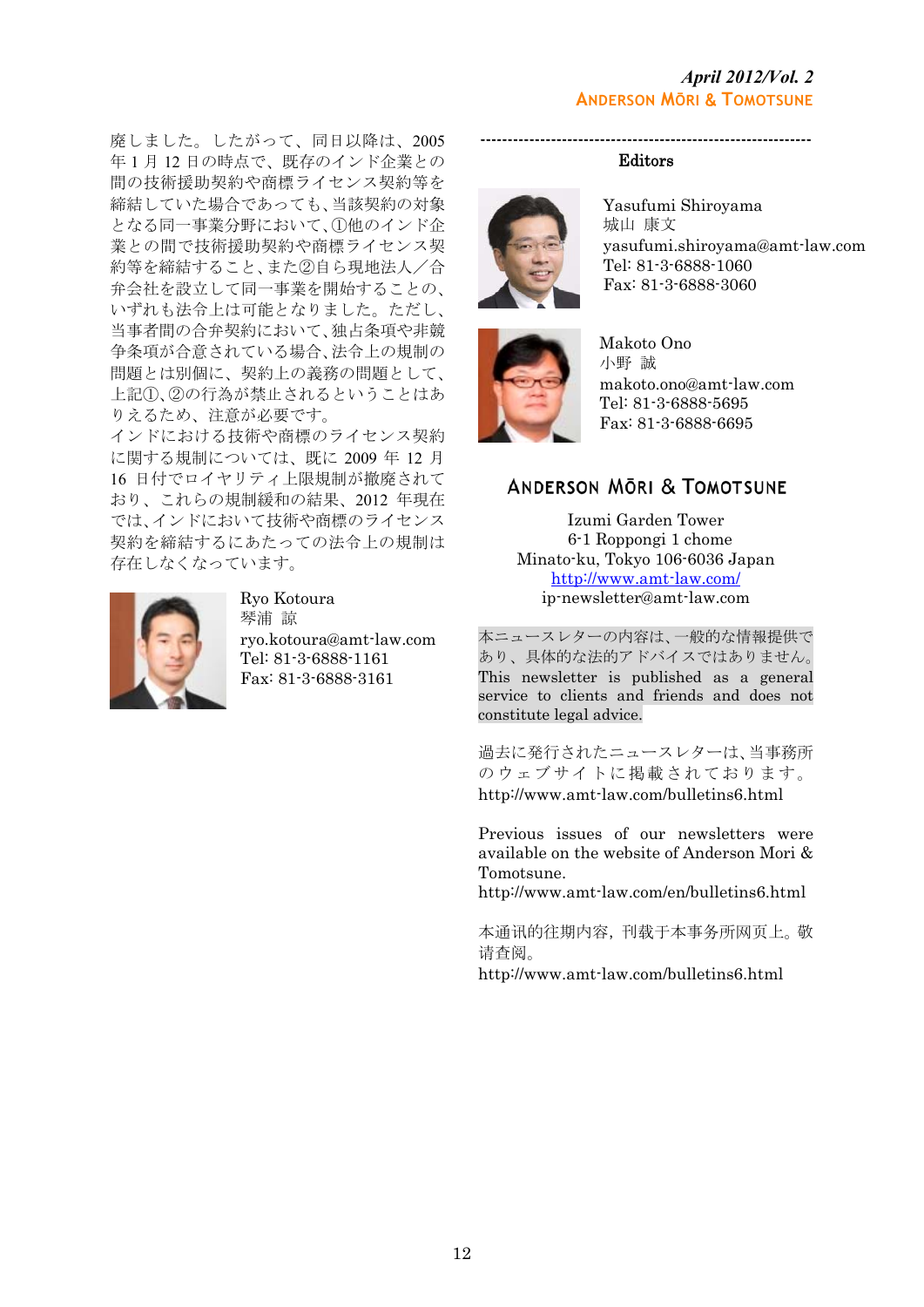廃しました。したがって、同日以降は、2005 年 1 月 12 日の時点で、既存のインド企業との間の技術援助契約や商標ライセンス契約等を締結していた場合であっても、当該契約の対象となる同一事業分野において、①他のインド企業との間で技術援助契約や商標ライセンス契約等を締結すること、また②自ら現地法人／合弁会社を設立して同一事業を開始することの、いずれも法令上は可能となりました。ただし、当事者間の合弁契約において、独占条項や非競争条項が合意されている場合、法令上の規制の問題とは別個に、契約上の義務の問題として、上記①、②の行為が禁止されるということはありえるため、注意が必要です。

インドにおける技術や商標のライセンス契約に関する規制については、既に 2009 年 12 月 16 日付でロイヤリティ上限規制が撤廃されており、これらの規制緩和の結果、2012 年現在では、インドにおいて技術や商標のライセンス契約を締結するにあたっての法令上の規制は存在しなくなっています。

Ryo Kotoura
琴浦 諒
ryo.kotoura@amt-law.com
Tel: 81-3-6888-1161
Fax: 81-3-6888-3161

---

**Editors**

Yasufumi Shiroyama
城山 康文
yasufumi.shiroyama@amt-law.com
Tel: 81-3-6888-1060
Fax: 81-3-6888-3060

Makoto Ono
小野 誠
makoto.ono@amt-law.com
Tel: 81-3-6888-5695
Fax: 81-3-6888-6695

## ANDERSON MŌRI & TOMOTSUNE

Izumi Garden Tower
6-1 Roppongi 1 chome
Minato-ku, Tokyo 106-6036 Japan
http://www.amt-law.com/
ip-newsletter@amt-law.com

本ニュースレターの内容は、一般的な情報提供であり、具体的な法的アドバイスではありません。
This newsletter is published as a general service to clients and friends and does not constitute legal advice.

過去に発行されたニュースレターは、当事務所のウェブサイトに掲載されております。
http://www.amt-law.com/bulletins6.html

Previous issues of our newsletters were available on the website of Anderson Mori & Tomotsune.
http://www.amt-law.com/en/bulletins6.html

本通讯的往期内容，刊载于本事务所网页上。敬请查阅。
http://www.amt-law.com/bulletins6.html